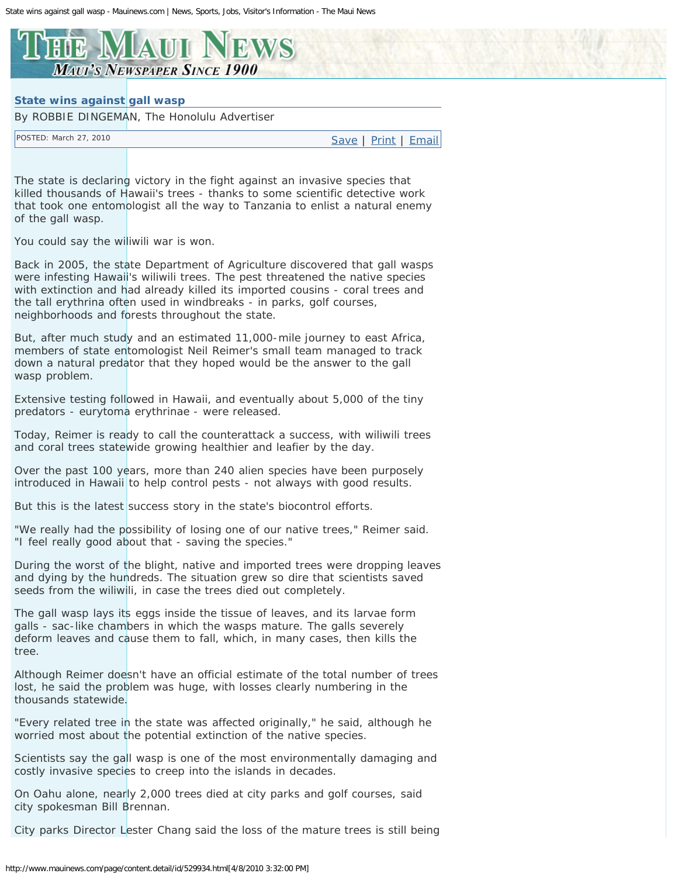# State wins against gall wasp

By ROBBIE DINGEMAN, The Honolulu Advertiser

POSTED: March 27, 2010

The state is declaring victory in the fight against an invasive species that killed thousands of Hawaii's trees - thanks to some scientific detective work that took one entomologist all the way to Tanzania to enlist a natural enemy of the gall wasp.

You could say the wiliwili war is won.

Back in 2005, the state Department of Agriculture discovered that gall wasps were infesting Hawaii's wiliwili trees. The pest threatened the native species with extinction and had already killed its imported cousins - coral trees and the tall erythrina often used in windbreaks - in parks, golf courses, neighborhoods and forests throughout the state.

But, after much study and an estimated 11,000-mile journey to east Africa, members of state entomologist Neil Reimer's small team managed to track down a natural predator that they hoped would be the answer to the gall wasp problem.

Extensive testing followed in Hawaii, and eventually about 5,000 of the tiny predators - eurytoma erythrinae - were released.

Today, Reimer is ready to call the counterattack a success, with wiliwili trees and coral trees statewide growing healthier and leafier by the day.

Over the past 100 years, more than 240 alien species have been purposely introduced in Hawaii to help control pests - not always with good results.

But this is the latest success story in the state's biocontrol efforts.

"We really had the possibility of losing one of our native trees," Reimer said. "I feel really good about that - saving the species."

During the worst of the blight, native and imported trees were dropping leaves and dying by the hundreds. The situation grew so dire that scientists saved seeds from the wiliwili, in case the trees died out completely.

The gall wasp lays its eggs inside the tissue of leaves, and its larvae form galls - sac-like chambers in which the wasps mature. The galls severely deform leaves and cause them to fall, which, in many cases, then kills the tree.

Although Reimer doesn't have an official estimate of the total number of trees lost, he said the problem was huge, with losses clearly numbering in the thousands statewide.

"Every related tree in the state was affected originally," he said, although he worried most about the potential extinction of the native species.

Scientists say the gall wasp is one of the most environmentally damaging and costly invasive species to creep into the islands in decades.

On Oahu alone, nearly 2,000 trees died at city parks and golf courses, said city spokesman Bill Brennan.

City parks Director Lester Chang said the loss of the mature trees is still being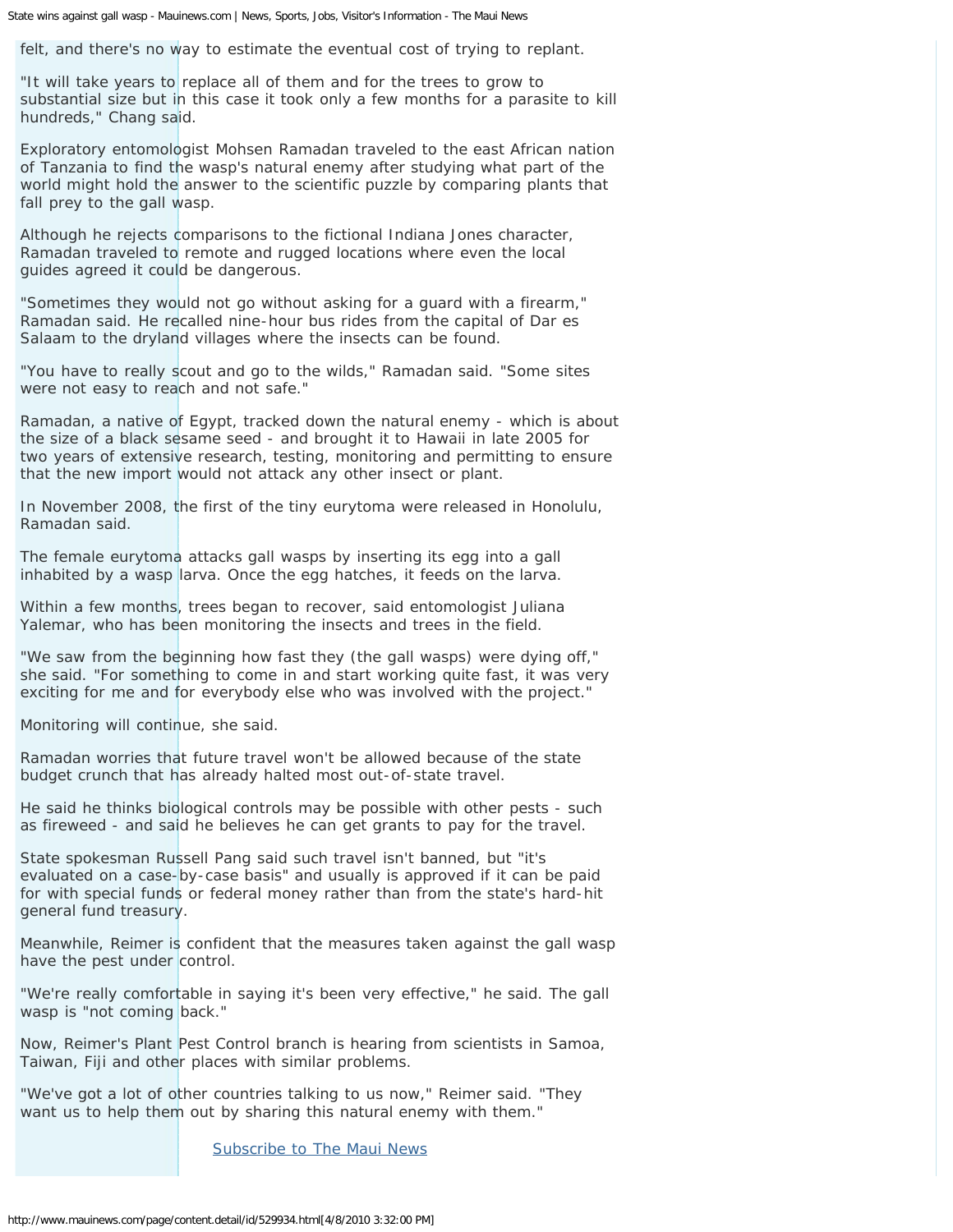felt, and there's no way to estimate the eventual cost of trying to replant.

"It will take years to replace all of them and for the trees to grow to substantial size but in this case it took only a few months for a parasite to kill hundreds," Chang said.

Exploratory entomologist Mohsen Ramadan traveled to the east African nation of Tanzania to find the wasp's natural enemy after studying what part of the world might hold the answer to the scientific puzzle by comparing plants that fall prey to the gall wasp.

Although he rejects comparisons to the fictional Indiana Jones character, Ramadan traveled to remote and rugged locations where even the local guides agreed it could be dangerous.

"Sometimes they would not go without asking for a guard with a firearm," Ramadan said. He recalled nine-hour bus rides from the capital of Dar es Salaam to the dryland villages where the insects can be found.

"You have to really scout and go to the wilds," Ramadan said. "Some sites were not easy to reach and not safe."

Ramadan, a native of Egypt, tracked down the natural enemy - which is about the size of a black sesame seed - and brought it to Hawaii in late 2005 for two years of extensive research, testing, monitoring and permitting to ensure that the new import would not attack any other insect or plant.

In November 2008, the first of the tiny eurytoma were released in Honolulu, Ramadan said.

The female eurytoma attacks gall wasps by inserting its egg into a gall inhabited by a wasp larva. Once the egg hatches, it feeds on the larva.

Within a few months, trees began to recover, said entomologist Juliana Yalemar, who has been monitoring the insects and trees in the field.

"We saw from the beginning how fast they (the gall wasps) were dying off," she said. "For something to come in and start working quite fast, it was very exciting for me and for everybody else who was involved with the project."

Monitoring will continue, she said.

Ramadan worries that future travel won't be allowed because of the state budget crunch that has already halted most out-of-state travel.

He said he thinks biological controls may be possible with other pests - such as fireweed - and said he believes he can get grants to pay for the travel.

State spokesman Russell Pang said such travel isn't banned, but "it's evaluated on a case-by-case basis" and usually is approved if it can be paid for with special funds or federal money rather than from the state's hard-hit general fund treasury.

Meanwhile, Reimer is confident that the measures taken against the gall wasp have the pest under control.

"We're really comfortable in saying it's been very effective," he said. The gall wasp is "not coming back."

Now, Reimer's Plant Pest Control branch is hearing from scientists in Samoa, Taiwan, Fiji and other places with similar problems.

"We've got a lot of other countries talking to us now," Reimer said. "They want us to help them out by sharing this natural enemy with them."

Subscribe to The Maui News